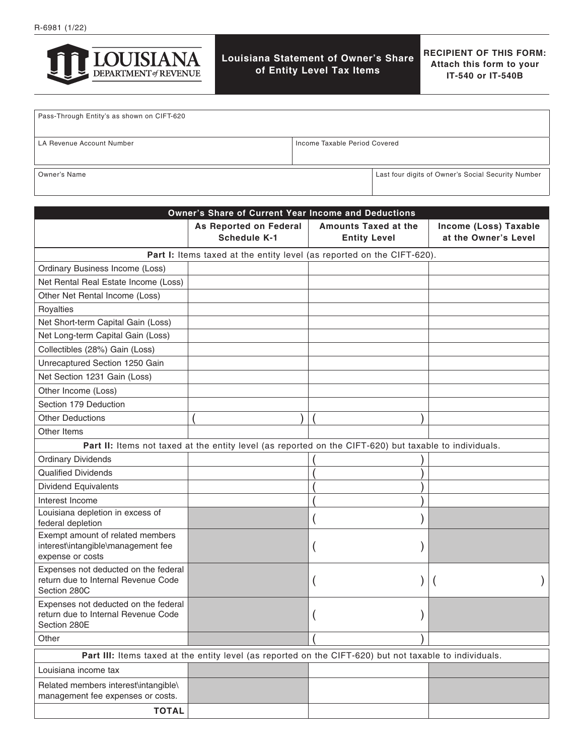R-6981 (1/22)

**LOUISIANA DEPARTMENT of REVENUE**

# Louisiana Statement of Owner's Share of Entity Level Tax Items

**RECIPIENT OF THIS FORM: Attach this form to your IT-540 or IT-540B**

| Pass-Through Entity's as shown on CIFT-620 | |
|---|---|
| LA Revenue Account Number | Income Taxable Period Covered |
| Owner's Name | Last four digits of Owner's Social Security Number |

| Owner's Share of Current Year Income and Deductions | | | |
|---|---|---|---|
| | As Reported on Federal Schedule K-1 | Amounts Taxed at the Entity Level | Income (Loss) Taxable at the Owner's Level |
| **Part I:** Items taxed at the entity level (as reported on the CIFT-620). | | | |
| Ordinary Business Income (Loss) | | | |
| Net Rental Real Estate Income (Loss) | | | |
| Other Net Rental Income (Loss) | | | |
| Royalties | | | |
| Net Short-term Capital Gain (Loss) | | | |
| Net Long-term Capital Gain (Loss) | | | |
| Collectibles (28%) Gain (Loss) | | | |
| Unrecaptured Section 1250 Gain | | | |
| Net Section 1231 Gain (Loss) | | | |
| Other Income (Loss) | | | |
| Section 179 Deduction | | | |
| Other Deductions | ( ) | ( ) | |
| Other Items | | | |
| **Part II:** Items not taxed at the entity level (as reported on the CIFT-620) but taxable to individuals. | | | |
| Ordinary Dividends | | ( ) | |
| Qualified Dividends | | ( ) | |
| Dividend Equivalents | | ( ) | |
| Interest Income | | ( ) | |
| Louisiana depletion in excess of federal depletion | | ( ) | |
| Exempt amount of related members interest\intangible\management fee expense or costs | | ( ) | |
| Expenses not deducted on the federal return due to Internal Revenue Code Section 280C | | ( ) | ( ) |
| Expenses not deducted on the federal return due to Internal Revenue Code Section 280E | | ( ) | |
| Other | | ( ) | |
| **Part III:** Items taxed at the entity level (as reported on the CIFT-620) but not taxable to individuals. | | | |
| Louisiana income tax | | | |
| Related members interest\intangible\management fee expenses or costs. | | | |
| **TOTAL** | | | |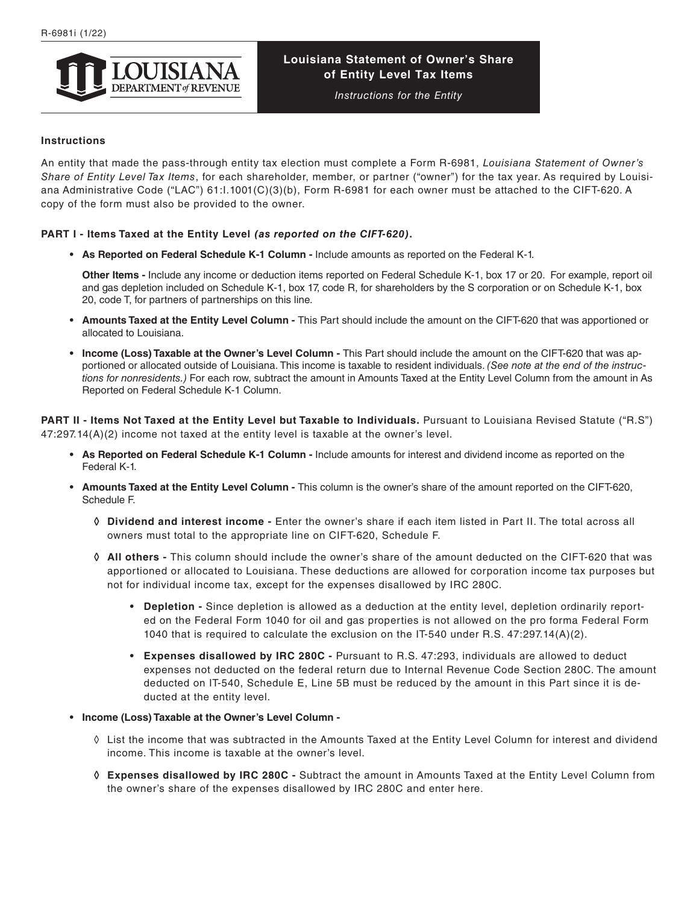R-6981i (1/22)

# Louisiana Statement of Owner's Share of Entity Level Tax Items

*Instructions for the Entity*

### Instructions

An entity that made the pass-through entity tax election must complete a Form R-6981, *Louisiana Statement of Owner's Share of Entity Level Tax Items*, for each shareholder, member, or partner ("owner") for the tax year. As required by Louisiana Administrative Code ("LAC") 61:I.1001(C)(3)(b), Form R-6981 for each owner must be attached to the CIFT-620. A copy of the form must also be provided to the owner.

**PART I - Items Taxed at the Entity Level *(as reported on the CIFT-620)*.**

- **As Reported on Federal Schedule K-1 Column -** Include amounts as reported on the Federal K-1.

  **Other Items -** Include any income or deduction items reported on Federal Schedule K-1, box 17 or 20. For example, report oil and gas depletion included on Schedule K-1, box 17, code R, for shareholders by the S corporation or on Schedule K-1, box 20, code T, for partners of partnerships on this line.

- **Amounts Taxed at the Entity Level Column -** This Part should include the amount on the CIFT-620 that was apportioned or allocated to Louisiana.

- **Income (Loss) Taxable at the Owner's Level Column -** This Part should include the amount on the CIFT-620 that was apportioned or allocated outside of Louisiana. This income is taxable to resident individuals. *(See note at the end of the instructions for nonresidents.)* For each row, subtract the amount in Amounts Taxed at the Entity Level Column from the amount in As Reported on Federal Schedule K-1 Column.

**PART II - Items Not Taxed at the Entity Level but Taxable to Individuals.** Pursuant to Louisiana Revised Statute ("R.S") 47:297.14(A)(2) income not taxed at the entity level is taxable at the owner's level.

- **As Reported on Federal Schedule K-1 Column -** Include amounts for interest and dividend income as reported on the Federal K-1.

- **Amounts Taxed at the Entity Level Column -** This column is the owner's share of the amount reported on the CIFT-620, Schedule F.

  - ◊ **Dividend and interest income -** Enter the owner's share if each item listed in Part II. The total across all owners must total to the appropriate line on CIFT-620, Schedule F.

  - ◊ **All others -** This column should include the owner's share of the amount deducted on the CIFT-620 that was apportioned or allocated to Louisiana. These deductions are allowed for corporation income tax purposes but not for individual income tax, except for the expenses disallowed by IRC 280C.

    - **Depletion -** Since depletion is allowed as a deduction at the entity level, depletion ordinarily reported on the Federal Form 1040 for oil and gas properties is not allowed on the pro forma Federal Form 1040 that is required to calculate the exclusion on the IT-540 under R.S. 47:297.14(A)(2).

    - **Expenses disallowed by IRC 280C -** Pursuant to R.S. 47:293, individuals are allowed to deduct expenses not deducted on the federal return due to Internal Revenue Code Section 280C. The amount deducted on IT-540, Schedule E, Line 5B must be reduced by the amount in this Part since it is deducted at the entity level.

- **Income (Loss) Taxable at the Owner's Level Column -**

  - ◊ List the income that was subtracted in the Amounts Taxed at the Entity Level Column for interest and dividend income. This income is taxable at the owner's level.

  - ◊ **Expenses disallowed by IRC 280C -** Subtract the amount in Amounts Taxed at the Entity Level Column from the owner's share of the expenses disallowed by IRC 280C and enter here.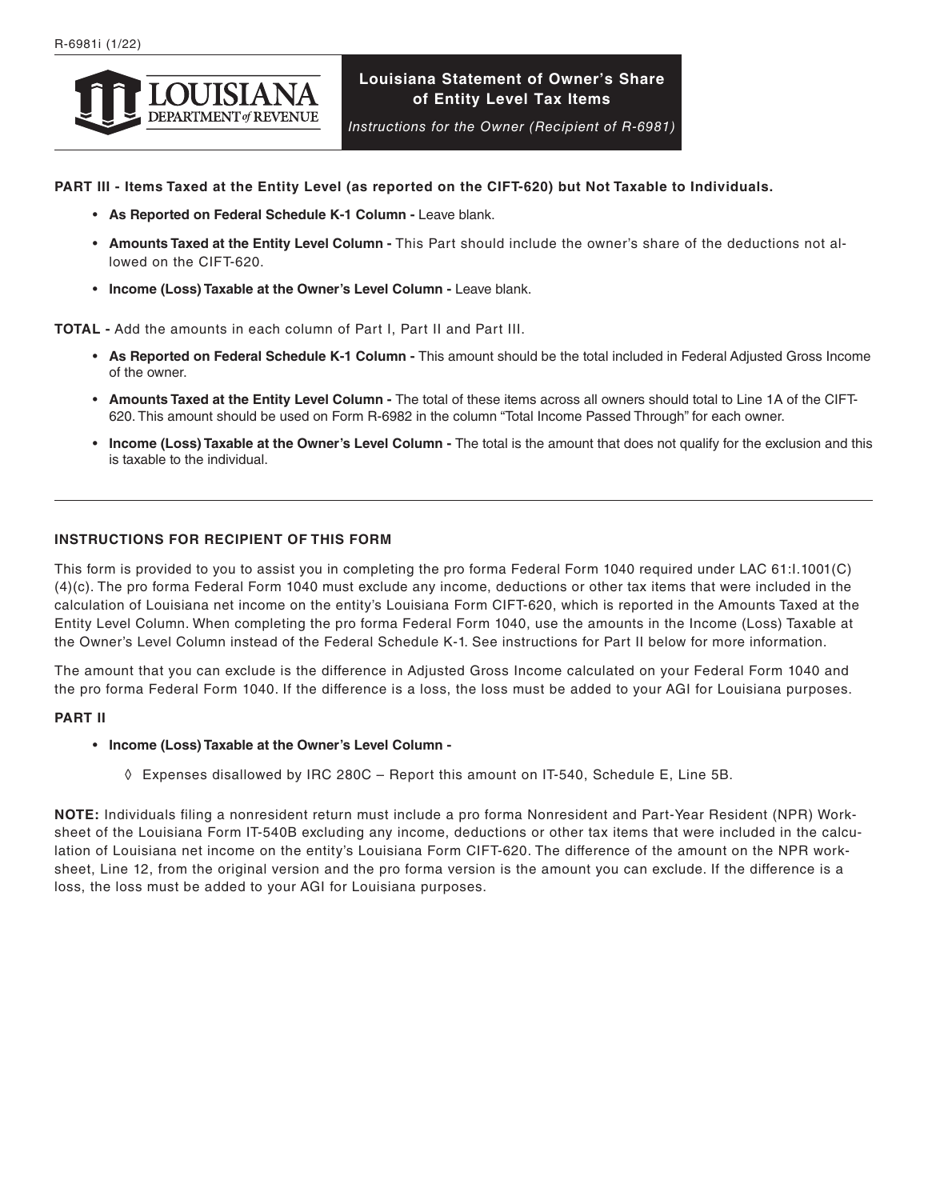**PART III - Items Taxed at the Entity Level (as reported on the CIFT-620) but Not Taxable to Individuals.**

- **As Reported on Federal Schedule K-1 Column -** Leave blank.
- **Amounts Taxed at the Entity Level Column -** This Part should include the owner's share of the deductions not allowed on the CIFT-620.
- **Income (Loss) Taxable at the Owner's Level Column -** Leave blank.

**TOTAL -** Add the amounts in each column of Part I, Part II and Part III.

- **As Reported on Federal Schedule K-1 Column -** This amount should be the total included in Federal Adjusted Gross Income of the owner.
- **Amounts Taxed at the Entity Level Column -** The total of these items across all owners should total to Line 1A of the CIFT-620. This amount should be used on Form R-6982 in the column "Total Income Passed Through" for each owner.
- **Income (Loss) Taxable at the Owner's Level Column -** The total is the amount that does not qualify for the exclusion and this is taxable to the individual.

---

## INSTRUCTIONS FOR RECIPIENT OF THIS FORM

This form is provided to you to assist you in completing the pro forma Federal Form 1040 required under LAC 61:I.1001(C)(4)(c). The pro forma Federal Form 1040 must exclude any income, deductions or other tax items that were included in the calculation of Louisiana net income on the entity's Louisiana Form CIFT-620, which is reported in the Amounts Taxed at the Entity Level Column. When completing the pro forma Federal Form 1040, use the amounts in the Income (Loss) Taxable at the Owner's Level Column instead of the Federal Schedule K-1. See instructions for Part II below for more information.

The amount that you can exclude is the difference in Adjusted Gross Income calculated on your Federal Form 1040 and the pro forma Federal Form 1040. If the difference is a loss, the loss must be added to your AGI for Louisiana purposes.

**PART II**

- **Income (Loss) Taxable at the Owner's Level Column -**
  - ◊ Expenses disallowed by IRC 280C – Report this amount on IT-540, Schedule E, Line 5B.

**NOTE:** Individuals filing a nonresident return must include a pro forma Nonresident and Part-Year Resident (NPR) Worksheet of the Louisiana Form IT-540B excluding any income, deductions or other tax items that were included in the calculation of Louisiana net income on the entity's Louisiana Form CIFT-620. The difference of the amount on the NPR worksheet, Line 12, from the original version and the pro forma version is the amount you can exclude. If the difference is a loss, the loss must be added to your AGI for Louisiana purposes.